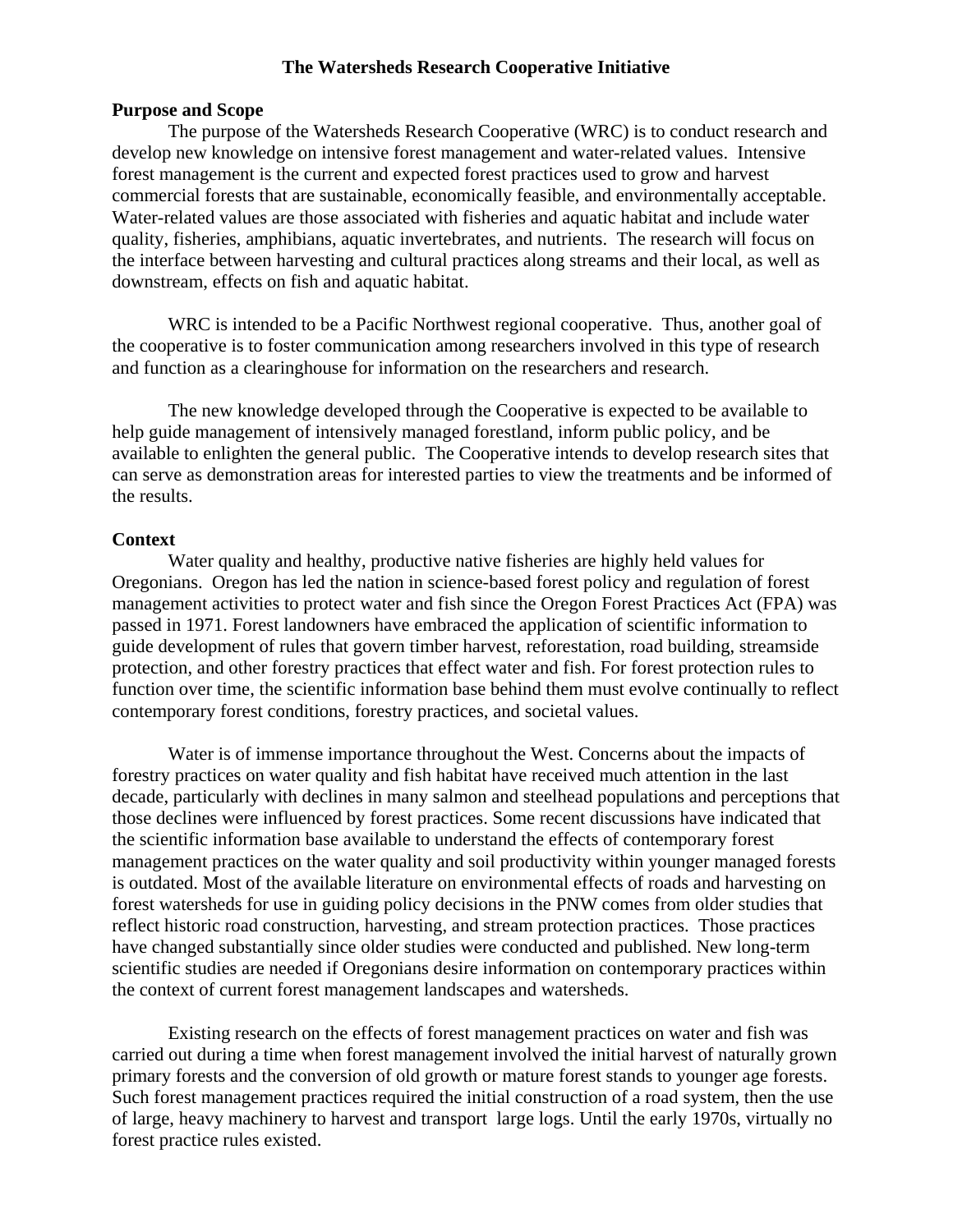# The Watersheds Research Cooperative Initiative

## Purpose and Scope

The purpose of the Watersheds Research Cooperative (WRC) is to conduct research and develop new knowledge on intensive forest management and water-related values. Intensive forest management is the current and expected forest practices used to grow and harvest commercial forests that are sustainable, economically feasible, and environmentally acceptable. Water-related values are those associated with fisheries and aquatic habitat and include water quality, fisheries, amphibians, aquatic invertebrates, and nutrients. The research will focus on the interface between harvesting and cultural practices along streams and their local, as well as downstream, effects on fish and aquatic habitat.

WRC is intended to be a Pacific Northwest regional cooperative. Thus, another goal of the cooperative is to foster communication among researchers involved in this type of research and function as a clearinghouse for information on the researchers and research.

The new knowledge developed through the Cooperative is expected to be available to help guide management of intensively managed forestland, inform public policy, and be available to enlighten the general public. The Cooperative intends to develop research sites that can serve as demonstration areas for interested parties to view the treatments and be informed of the results.

## Context

Water quality and healthy, productive native fisheries are highly held values for Oregonians. Oregon has led the nation in science-based forest policy and regulation of forest management activities to protect water and fish since the Oregon Forest Practices Act (FPA) was passed in 1971. Forest landowners have embraced the application of scientific information to guide development of rules that govern timber harvest, reforestation, road building, streamside protection, and other forestry practices that effect water and fish. For forest protection rules to function over time, the scientific information base behind them must evolve continually to reflect contemporary forest conditions, forestry practices, and societal values.

Water is of immense importance throughout the West. Concerns about the impacts of forestry practices on water quality and fish habitat have received much attention in the last decade, particularly with declines in many salmon and steelhead populations and perceptions that those declines were influenced by forest practices. Some recent discussions have indicated that the scientific information base available to understand the effects of contemporary forest management practices on the water quality and soil productivity within younger managed forests is outdated. Most of the available literature on environmental effects of roads and harvesting on forest watersheds for use in guiding policy decisions in the PNW comes from older studies that reflect historic road construction, harvesting, and stream protection practices. Those practices have changed substantially since older studies were conducted and published. New long-term scientific studies are needed if Oregonians desire information on contemporary practices within the context of current forest management landscapes and watersheds.

Existing research on the effects of forest management practices on water and fish was carried out during a time when forest management involved the initial harvest of naturally grown primary forests and the conversion of old growth or mature forest stands to younger age forests. Such forest management practices required the initial construction of a road system, then the use of large, heavy machinery to harvest and transport large logs. Until the early 1970s, virtually no forest practice rules existed.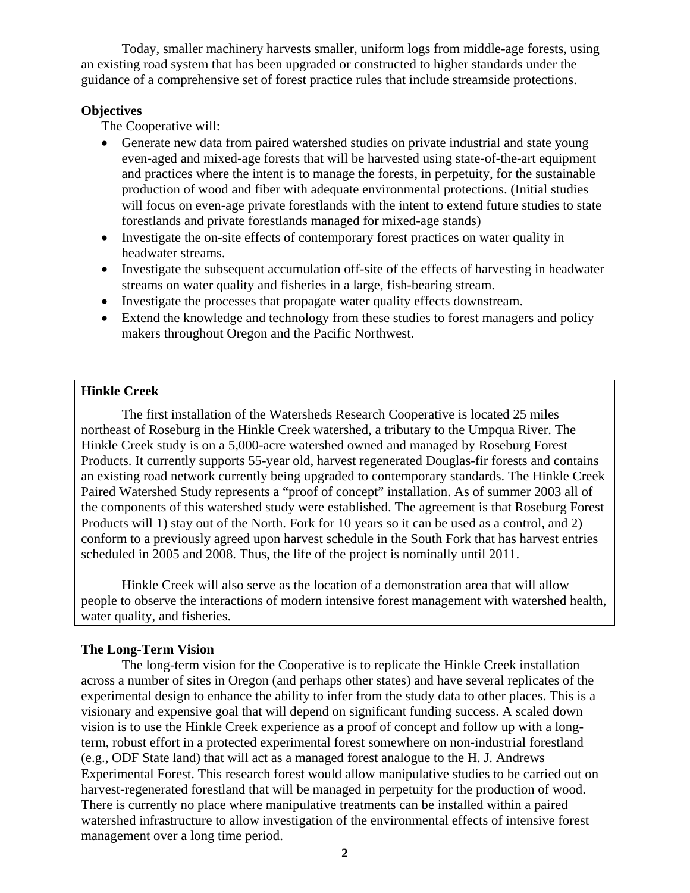Today, smaller machinery harvests smaller, uniform logs from middle-age forests, using an existing road system that has been upgraded or constructed to higher standards under the guidance of a comprehensive set of forest practice rules that include streamside protections.

**Objectives**

The Cooperative will:

- Generate new data from paired watershed studies on private industrial and state young even-aged and mixed-age forests that will be harvested using state-of-the-art equipment and practices where the intent is to manage the forests, in perpetuity, for the sustainable production of wood and fiber with adequate environmental protections. (Initial studies will focus on even-age private forestlands with the intent to extend future studies to state forestlands and private forestlands managed for mixed-age stands)
- Investigate the on-site effects of contemporary forest practices on water quality in headwater streams.
- Investigate the subsequent accumulation off-site of the effects of harvesting in headwater streams on water quality and fisheries in a large, fish-bearing stream.
- Investigate the processes that propagate water quality effects downstream.
- Extend the knowledge and technology from these studies to forest managers and policy makers throughout Oregon and the Pacific Northwest.

**Hinkle Creek**

The first installation of the Watersheds Research Cooperative is located 25 miles northeast of Roseburg in the Hinkle Creek watershed, a tributary to the Umpqua River. The Hinkle Creek study is on a 5,000-acre watershed owned and managed by Roseburg Forest Products. It currently supports 55-year old, harvest regenerated Douglas-fir forests and contains an existing road network currently being upgraded to contemporary standards. The Hinkle Creek Paired Watershed Study represents a "proof of concept" installation. As of summer 2003 all of the components of this watershed study were established. The agreement is that Roseburg Forest Products will 1) stay out of the North. Fork for 10 years so it can be used as a control, and 2) conform to a previously agreed upon harvest schedule in the South Fork that has harvest entries scheduled in 2005 and 2008. Thus, the life of the project is nominally until 2011.

Hinkle Creek will also serve as the location of a demonstration area that will allow people to observe the interactions of modern intensive forest management with watershed health, water quality, and fisheries.

**The Long-Term Vision**

The long-term vision for the Cooperative is to replicate the Hinkle Creek installation across a number of sites in Oregon (and perhaps other states) and have several replicates of the experimental design to enhance the ability to infer from the study data to other places. This is a visionary and expensive goal that will depend on significant funding success. A scaled down vision is to use the Hinkle Creek experience as a proof of concept and follow up with a long-term, robust effort in a protected experimental forest somewhere on non-industrial forestland (e.g., ODF State land) that will act as a managed forest analogue to the H. J. Andrews Experimental Forest. This research forest would allow manipulative studies to be carried out on harvest-regenerated forestland that will be managed in perpetuity for the production of wood. There is currently no place where manipulative treatments can be installed within a paired watershed infrastructure to allow investigation of the environmental effects of intensive forest management over a long time period.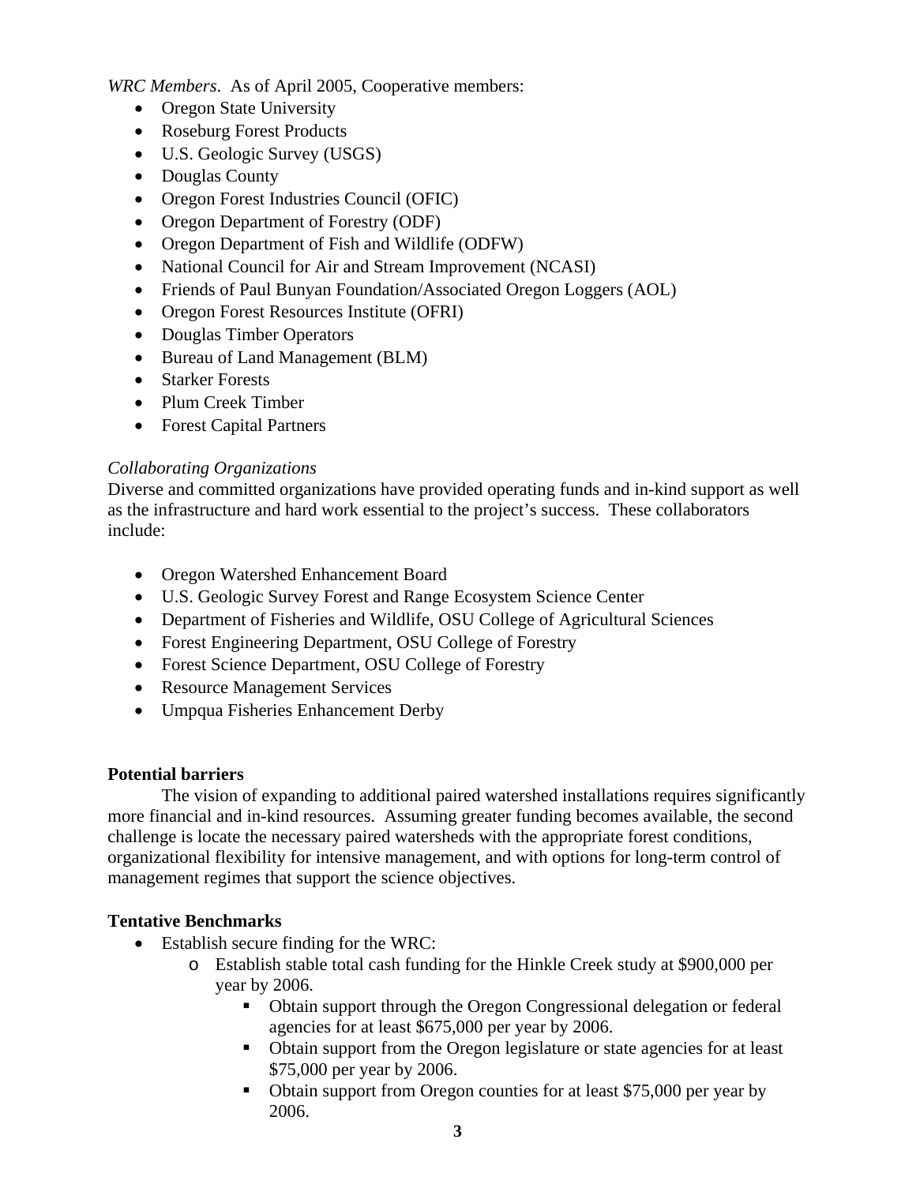*WRC Members*. As of April 2005, Cooperative members:

- Oregon State University
- Roseburg Forest Products
- U.S. Geologic Survey (USGS)
- Douglas County
- Oregon Forest Industries Council (OFIC)
- Oregon Department of Forestry (ODF)
- Oregon Department of Fish and Wildlife (ODFW)
- National Council for Air and Stream Improvement (NCASI)
- Friends of Paul Bunyan Foundation/Associated Oregon Loggers (AOL)
- Oregon Forest Resources Institute (OFRI)
- Douglas Timber Operators
- Bureau of Land Management (BLM)
- Starker Forests
- Plum Creek Timber
- Forest Capital Partners

*Collaborating Organizations*

Diverse and committed organizations have provided operating funds and in-kind support as well as the infrastructure and hard work essential to the project's success. These collaborators include:

- Oregon Watershed Enhancement Board
- U.S. Geologic Survey Forest and Range Ecosystem Science Center
- Department of Fisheries and Wildlife, OSU College of Agricultural Sciences
- Forest Engineering Department, OSU College of Forestry
- Forest Science Department, OSU College of Forestry
- Resource Management Services
- Umpqua Fisheries Enhancement Derby

**Potential barriers**

The vision of expanding to additional paired watershed installations requires significantly more financial and in-kind resources. Assuming greater funding becomes available, the second challenge is locate the necessary paired watersheds with the appropriate forest conditions, organizational flexibility for intensive management, and with options for long-term control of management regimes that support the science objectives.

**Tentative Benchmarks**

- Establish secure finding for the WRC:
  - Establish stable total cash funding for the Hinkle Creek study at $900,000 per year by 2006.
    - Obtain support through the Oregon Congressional delegation or federal agencies for at least $675,000 per year by 2006.
    - Obtain support from the Oregon legislature or state agencies for at least $75,000 per year by 2006.
    - Obtain support from Oregon counties for at least $75,000 per year by 2006.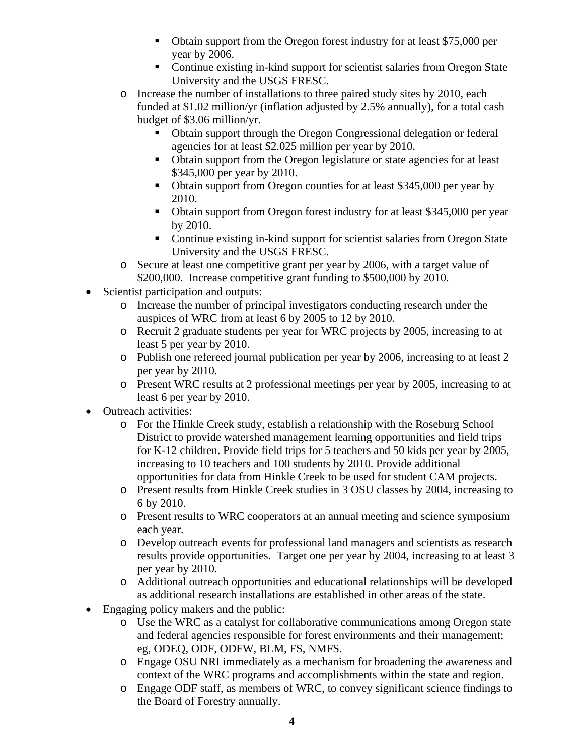- Obtain support from the Oregon forest industry for at least $75,000 per year by 2006.
        - Continue existing in-kind support for scientist salaries from Oregon State University and the USGS FRESC.
    - Increase the number of installations to three paired study sites by 2010, each funded at $1.02 million/yr (inflation adjusted by 2.5% annually), for a total cash budget of $3.06 million/yr.
        - Obtain support through the Oregon Congressional delegation or federal agencies for at least $2.025 million per year by 2010.
        - Obtain support from the Oregon legislature or state agencies for at least $345,000 per year by 2010.
        - Obtain support from Oregon counties for at least $345,000 per year by 2010.
        - Obtain support from Oregon forest industry for at least $345,000 per year by 2010.
        - Continue existing in-kind support for scientist salaries from Oregon State University and the USGS FRESC.
    - Secure at least one competitive grant per year by 2006, with a target value of $200,000. Increase competitive grant funding to $500,000 by 2010.
- Scientist participation and outputs:
    - Increase the number of principal investigators conducting research under the auspices of WRC from at least 6 by 2005 to 12 by 2010.
    - Recruit 2 graduate students per year for WRC projects by 2005, increasing to at least 5 per year by 2010.
    - Publish one refereed journal publication per year by 2006, increasing to at least 2 per year by 2010.
    - Present WRC results at 2 professional meetings per year by 2005, increasing to at least 6 per year by 2010.
- Outreach activities:
    - For the Hinkle Creek study, establish a relationship with the Roseburg School District to provide watershed management learning opportunities and field trips for K-12 children. Provide field trips for 5 teachers and 50 kids per year by 2005, increasing to 10 teachers and 100 students by 2010. Provide additional opportunities for data from Hinkle Creek to be used for student CAM projects.
    - Present results from Hinkle Creek studies in 3 OSU classes by 2004, increasing to 6 by 2010.
    - Present results to WRC cooperators at an annual meeting and science symposium each year.
    - Develop outreach events for professional land managers and scientists as research results provide opportunities. Target one per year by 2004, increasing to at least 3 per year by 2010.
    - Additional outreach opportunities and educational relationships will be developed as additional research installations are established in other areas of the state.
- Engaging policy makers and the public:
    - Use the WRC as a catalyst for collaborative communications among Oregon state and federal agencies responsible for forest environments and their management; eg, ODEQ, ODF, ODFW, BLM, FS, NMFS.
    - Engage OSU NRI immediately as a mechanism for broadening the awareness and context of the WRC programs and accomplishments within the state and region.
    - Engage ODF staff, as members of WRC, to convey significant science findings to the Board of Forestry annually.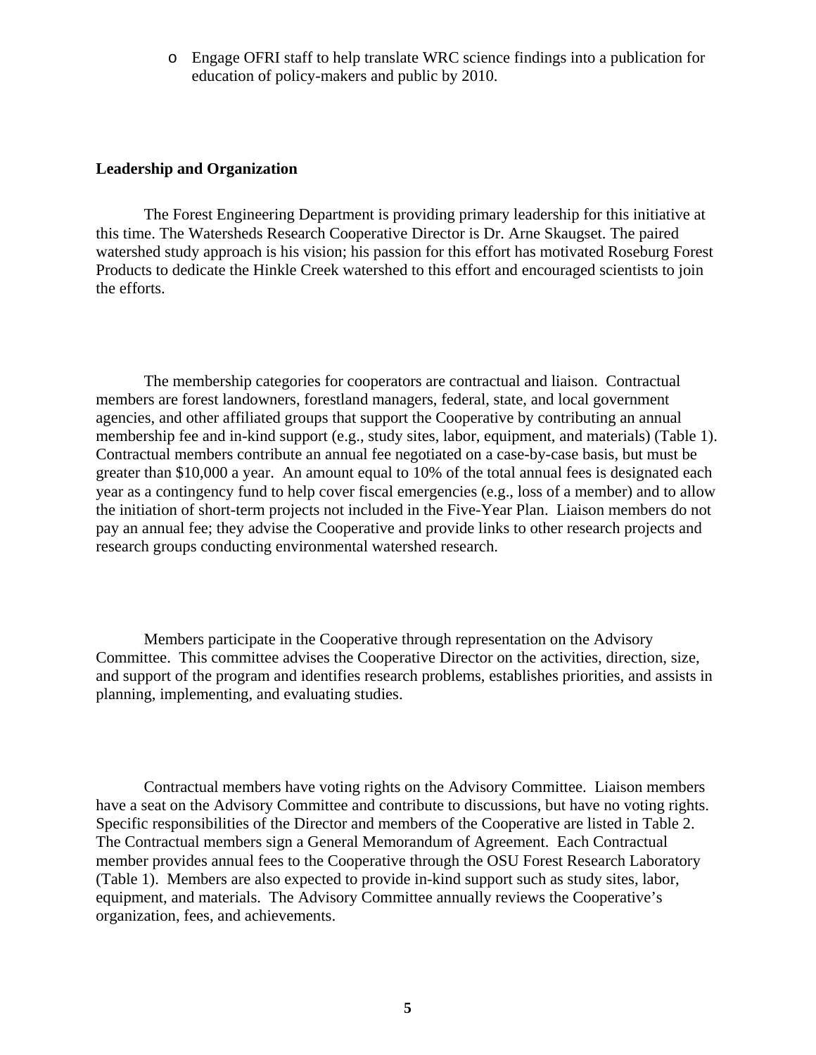- Engage OFRI staff to help translate WRC science findings into a publication for education of policy-makers and public by 2010.

**Leadership and Organization**

The Forest Engineering Department is providing primary leadership for this initiative at this time. The Watersheds Research Cooperative Director is Dr. Arne Skaugset. The paired watershed study approach is his vision; his passion for this effort has motivated Roseburg Forest Products to dedicate the Hinkle Creek watershed to this effort and encouraged scientists to join the efforts.

The membership categories for cooperators are contractual and liaison. Contractual members are forest landowners, forestland managers, federal, state, and local government agencies, and other affiliated groups that support the Cooperative by contributing an annual membership fee and in-kind support (e.g., study sites, labor, equipment, and materials) (Table 1). Contractual members contribute an annual fee negotiated on a case-by-case basis, but must be greater than $10,000 a year. An amount equal to 10% of the total annual fees is designated each year as a contingency fund to help cover fiscal emergencies (e.g., loss of a member) and to allow the initiation of short-term projects not included in the Five-Year Plan. Liaison members do not pay an annual fee; they advise the Cooperative and provide links to other research projects and research groups conducting environmental watershed research.

Members participate in the Cooperative through representation on the Advisory Committee. This committee advises the Cooperative Director on the activities, direction, size, and support of the program and identifies research problems, establishes priorities, and assists in planning, implementing, and evaluating studies.

Contractual members have voting rights on the Advisory Committee. Liaison members have a seat on the Advisory Committee and contribute to discussions, but have no voting rights. Specific responsibilities of the Director and members of the Cooperative are listed in Table 2. The Contractual members sign a General Memorandum of Agreement. Each Contractual member provides annual fees to the Cooperative through the OSU Forest Research Laboratory (Table 1). Members are also expected to provide in-kind support such as study sites, labor, equipment, and materials. The Advisory Committee annually reviews the Cooperative's organization, fees, and achievements.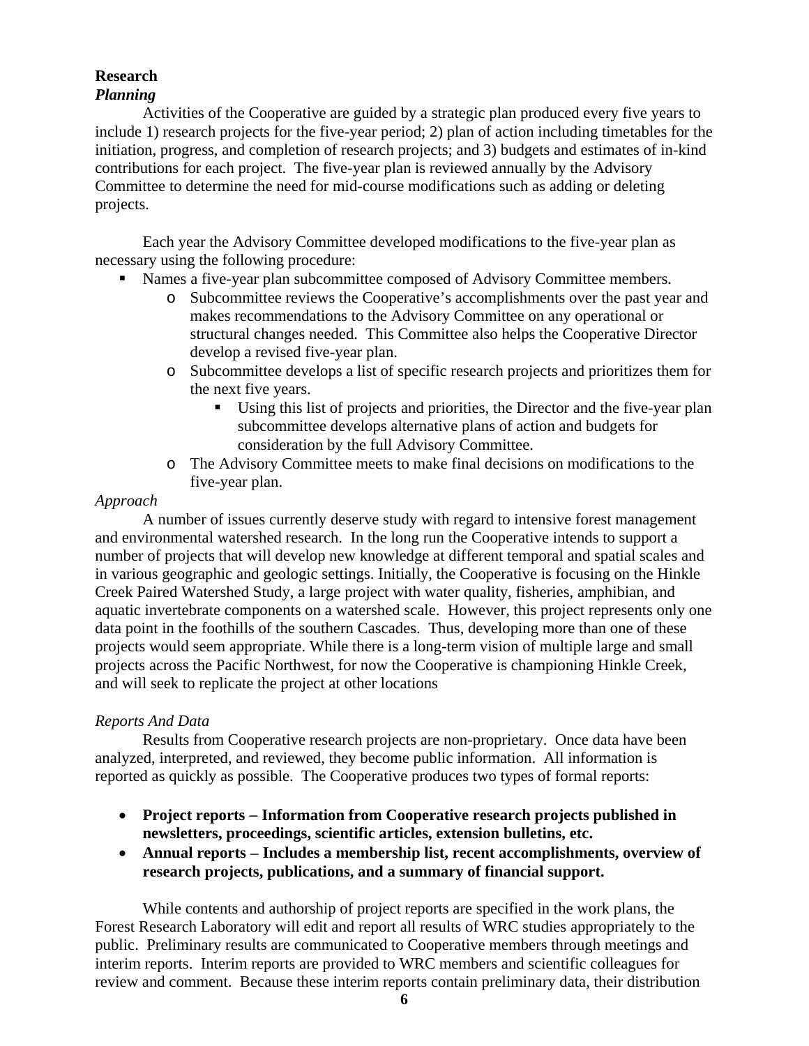**Research**

***Planning***

Activities of the Cooperative are guided by a strategic plan produced every five years to include 1) research projects for the five-year period; 2) plan of action including timetables for the initiation, progress, and completion of research projects; and 3) budgets and estimates of in-kind contributions for each project. The five-year plan is reviewed annually by the Advisory Committee to determine the need for mid-course modifications such as adding or deleting projects.

Each year the Advisory Committee developed modifications to the five-year plan as necessary using the following procedure:

- Names a five-year plan subcommittee composed of Advisory Committee members.
    - Subcommittee reviews the Cooperative's accomplishments over the past year and makes recommendations to the Advisory Committee on any operational or structural changes needed. This Committee also helps the Cooperative Director develop a revised five-year plan.
    - Subcommittee develops a list of specific research projects and prioritizes them for the next five years.
        - Using this list of projects and priorities, the Director and the five-year plan subcommittee develops alternative plans of action and budgets for consideration by the full Advisory Committee.
    - The Advisory Committee meets to make final decisions on modifications to the five-year plan.

*Approach*

A number of issues currently deserve study with regard to intensive forest management and environmental watershed research. In the long run the Cooperative intends to support a number of projects that will develop new knowledge at different temporal and spatial scales and in various geographic and geologic settings. Initially, the Cooperative is focusing on the Hinkle Creek Paired Watershed Study, a large project with water quality, fisheries, amphibian, and aquatic invertebrate components on a watershed scale. However, this project represents only one data point in the foothills of the southern Cascades. Thus, developing more than one of these projects would seem appropriate. While there is a long-term vision of multiple large and small projects across the Pacific Northwest, for now the Cooperative is championing Hinkle Creek, and will seek to replicate the project at other locations

*Reports And Data*

Results from Cooperative research projects are non-proprietary. Once data have been analyzed, interpreted, and reviewed, they become public information. All information is reported as quickly as possible. The Cooperative produces two types of formal reports:

- **Project reports – Information from Cooperative research projects published in newsletters, proceedings, scientific articles, extension bulletins, etc.**
- **Annual reports – Includes a membership list, recent accomplishments, overview of research projects, publications, and a summary of financial support.**

While contents and authorship of project reports are specified in the work plans, the Forest Research Laboratory will edit and report all results of WRC studies appropriately to the public. Preliminary results are communicated to Cooperative members through meetings and interim reports. Interim reports are provided to WRC members and scientific colleagues for review and comment. Because these interim reports contain preliminary data, their distribution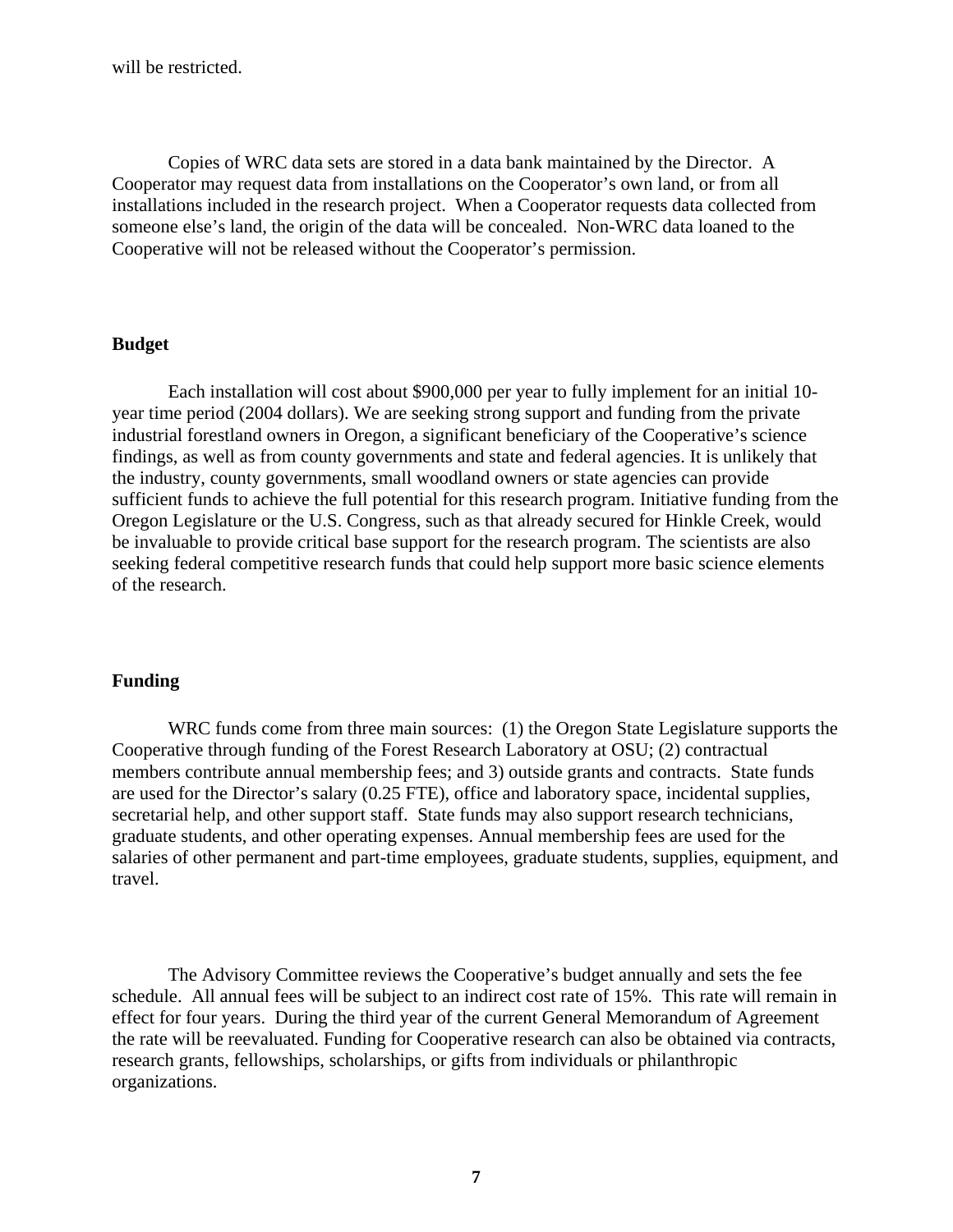will be restricted.

Copies of WRC data sets are stored in a data bank maintained by the Director. A Cooperator may request data from installations on the Cooperator's own land, or from all installations included in the research project. When a Cooperator requests data collected from someone else's land, the origin of the data will be concealed. Non-WRC data loaned to the Cooperative will not be released without the Cooperator's permission.

**Budget**

Each installation will cost about $900,000 per year to fully implement for an initial 10-year time period (2004 dollars). We are seeking strong support and funding from the private industrial forestland owners in Oregon, a significant beneficiary of the Cooperative's science findings, as well as from county governments and state and federal agencies. It is unlikely that the industry, county governments, small woodland owners or state agencies can provide sufficient funds to achieve the full potential for this research program. Initiative funding from the Oregon Legislature or the U.S. Congress, such as that already secured for Hinkle Creek, would be invaluable to provide critical base support for the research program. The scientists are also seeking federal competitive research funds that could help support more basic science elements of the research.

**Funding**

WRC funds come from three main sources: (1) the Oregon State Legislature supports the Cooperative through funding of the Forest Research Laboratory at OSU; (2) contractual members contribute annual membership fees; and 3) outside grants and contracts. State funds are used for the Director's salary (0.25 FTE), office and laboratory space, incidental supplies, secretarial help, and other support staff. State funds may also support research technicians, graduate students, and other operating expenses. Annual membership fees are used for the salaries of other permanent and part-time employees, graduate students, supplies, equipment, and travel.

The Advisory Committee reviews the Cooperative's budget annually and sets the fee schedule. All annual fees will be subject to an indirect cost rate of 15%. This rate will remain in effect for four years. During the third year of the current General Memorandum of Agreement the rate will be reevaluated. Funding for Cooperative research can also be obtained via contracts, research grants, fellowships, scholarships, or gifts from individuals or philanthropic organizations.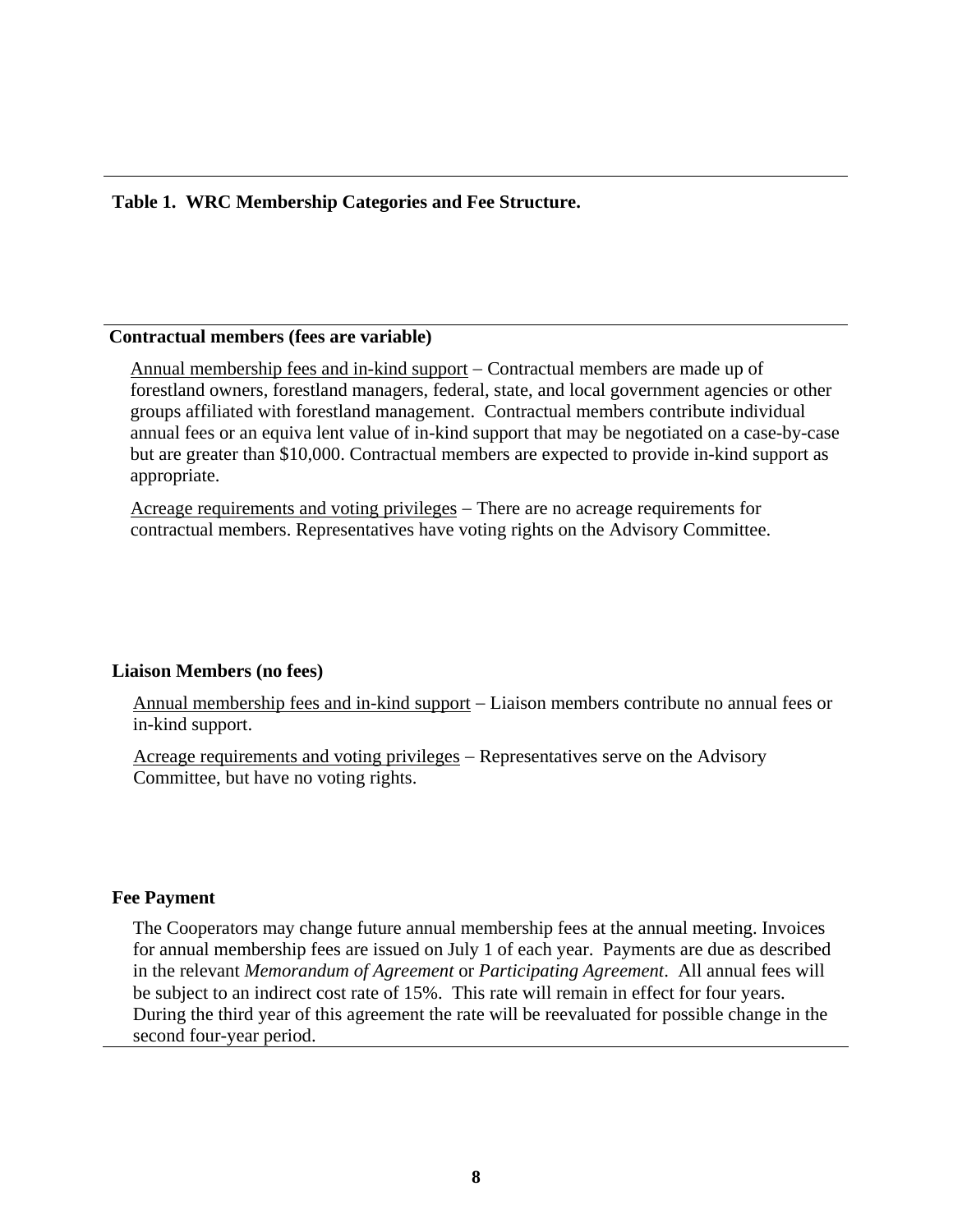**Table 1. WRC Membership Categories and Fee Structure.**

**Contractual members (fees are variable)**

Annual membership fees and in-kind support – Contractual members are made up of forestland owners, forestland managers, federal, state, and local government agencies or other groups affiliated with forestland management. Contractual members contribute individual annual fees or an equiva lent value of in-kind support that may be negotiated on a case-by-case but are greater than $10,000. Contractual members are expected to provide in-kind support as appropriate.

Acreage requirements and voting privileges – There are no acreage requirements for contractual members. Representatives have voting rights on the Advisory Committee.

**Liaison Members (no fees)**

Annual membership fees and in-kind support – Liaison members contribute no annual fees or in-kind support.

Acreage requirements and voting privileges – Representatives serve on the Advisory Committee, but have no voting rights.

**Fee Payment**

The Cooperators may change future annual membership fees at the annual meeting. Invoices for annual membership fees are issued on July 1 of each year. Payments are due as described in the relevant *Memorandum of Agreement* or *Participating Agreement*. All annual fees will be subject to an indirect cost rate of 15%. This rate will remain in effect for four years. During the third year of this agreement the rate will be reevaluated for possible change in the second four-year period.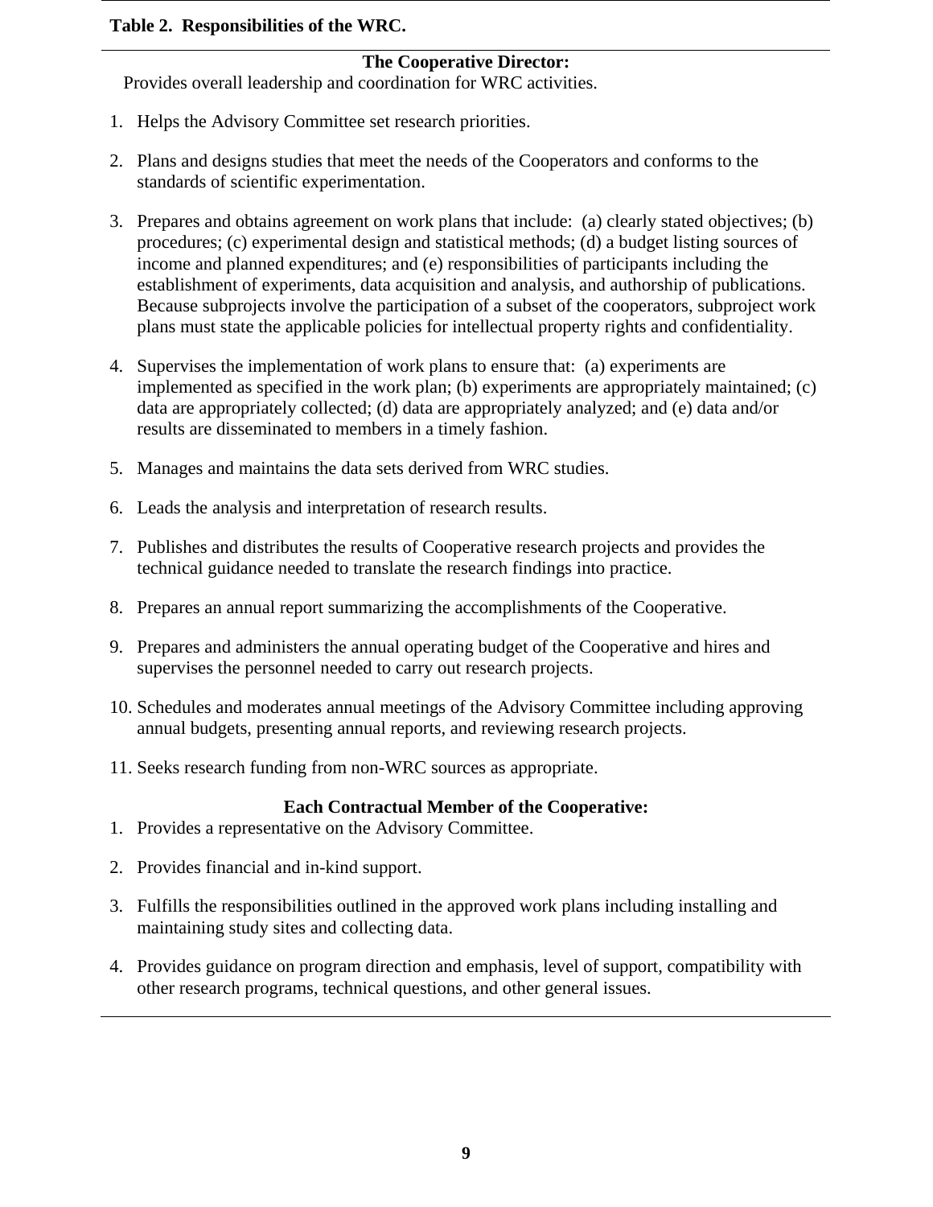**Table 2. Responsibilities of the WRC.**

**The Cooperative Director:**

Provides overall leadership and coordination for WRC activities.

1. Helps the Advisory Committee set research priorities.

2. Plans and designs studies that meet the needs of the Cooperators and conforms to the standards of scientific experimentation.

3. Prepares and obtains agreement on work plans that include: (a) clearly stated objectives; (b) procedures; (c) experimental design and statistical methods; (d) a budget listing sources of income and planned expenditures; and (e) responsibilities of participants including the establishment of experiments, data acquisition and analysis, and authorship of publications. Because subprojects involve the participation of a subset of the cooperators, subproject work plans must state the applicable policies for intellectual property rights and confidentiality.

4. Supervises the implementation of work plans to ensure that: (a) experiments are implemented as specified in the work plan; (b) experiments are appropriately maintained; (c) data are appropriately collected; (d) data are appropriately analyzed; and (e) data and/or results are disseminated to members in a timely fashion.

5. Manages and maintains the data sets derived from WRC studies.

6. Leads the analysis and interpretation of research results.

7. Publishes and distributes the results of Cooperative research projects and provides the technical guidance needed to translate the research findings into practice.

8. Prepares an annual report summarizing the accomplishments of the Cooperative.

9. Prepares and administers the annual operating budget of the Cooperative and hires and supervises the personnel needed to carry out research projects.

10. Schedules and moderates annual meetings of the Advisory Committee including approving annual budgets, presenting annual reports, and reviewing research projects.

11. Seeks research funding from non-WRC sources as appropriate.

**Each Contractual Member of the Cooperative:**

1. Provides a representative on the Advisory Committee.

2. Provides financial and in-kind support.

3. Fulfills the responsibilities outlined in the approved work plans including installing and maintaining study sites and collecting data.

4. Provides guidance on program direction and emphasis, level of support, compatibility with other research programs, technical questions, and other general issues.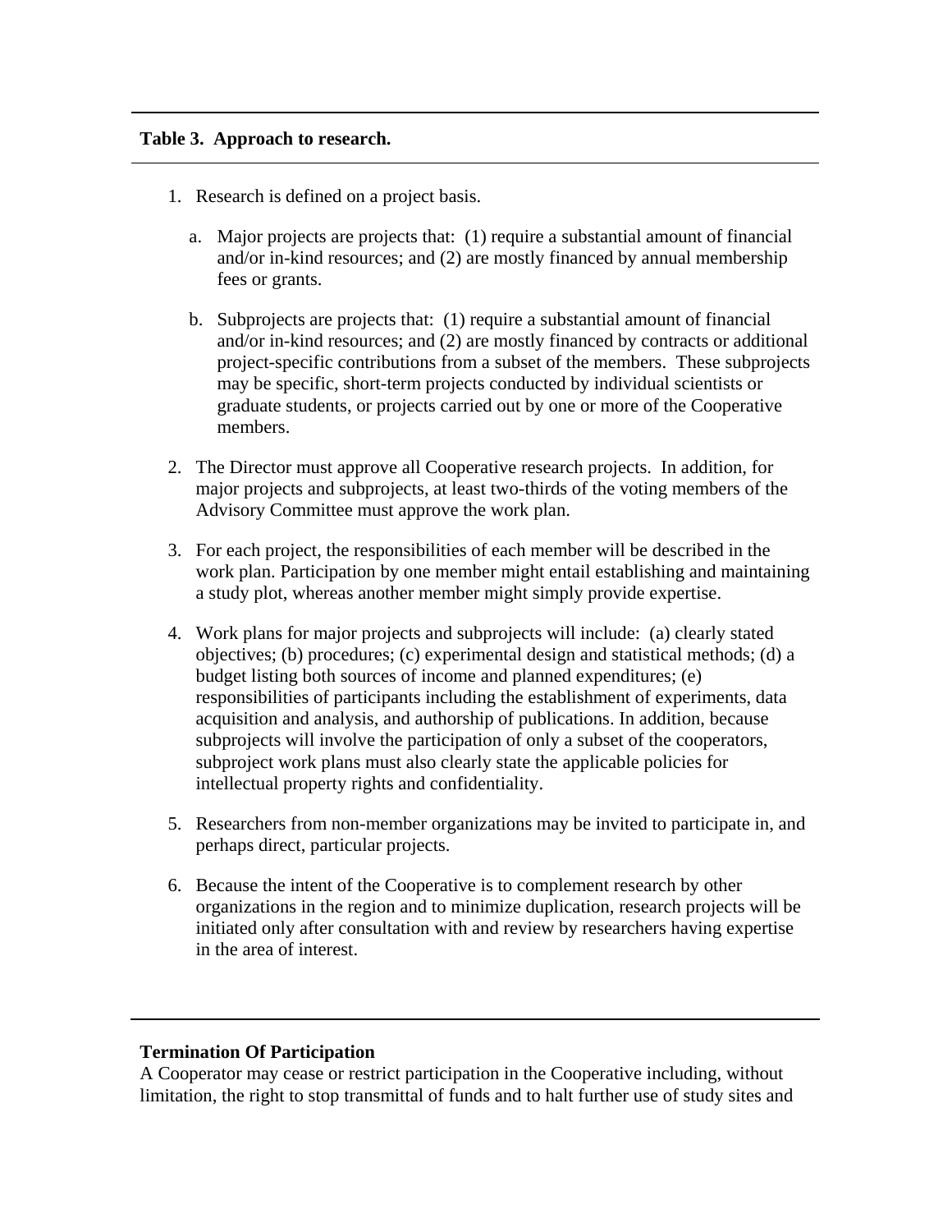**Table 3. Approach to research.**

1. Research is defined on a project basis.
   a. Major projects are projects that: (1) require a substantial amount of financial and/or in-kind resources; and (2) are mostly financed by annual membership fees or grants.
   b. Subprojects are projects that: (1) require a substantial amount of financial and/or in-kind resources; and (2) are mostly financed by contracts or additional project-specific contributions from a subset of the members. These subprojects may be specific, short-term projects conducted by individual scientists or graduate students, or projects carried out by one or more of the Cooperative members.
2. The Director must approve all Cooperative research projects. In addition, for major projects and subprojects, at least two-thirds of the voting members of the Advisory Committee must approve the work plan.
3. For each project, the responsibilities of each member will be described in the work plan. Participation by one member might entail establishing and maintaining a study plot, whereas another member might simply provide expertise.
4. Work plans for major projects and subprojects will include: (a) clearly stated objectives; (b) procedures; (c) experimental design and statistical methods; (d) a budget listing both sources of income and planned expenditures; (e) responsibilities of participants including the establishment of experiments, data acquisition and analysis, and authorship of publications. In addition, because subprojects will involve the participation of only a subset of the cooperators, subproject work plans must also clearly state the applicable policies for intellectual property rights and confidentiality.
5. Researchers from non-member organizations may be invited to participate in, and perhaps direct, particular projects.
6. Because the intent of the Cooperative is to complement research by other organizations in the region and to minimize duplication, research projects will be initiated only after consultation with and review by researchers having expertise in the area of interest.

**Termination Of Participation**

A Cooperator may cease or restrict participation in the Cooperative including, without limitation, the right to stop transmittal of funds and to halt further use of study sites and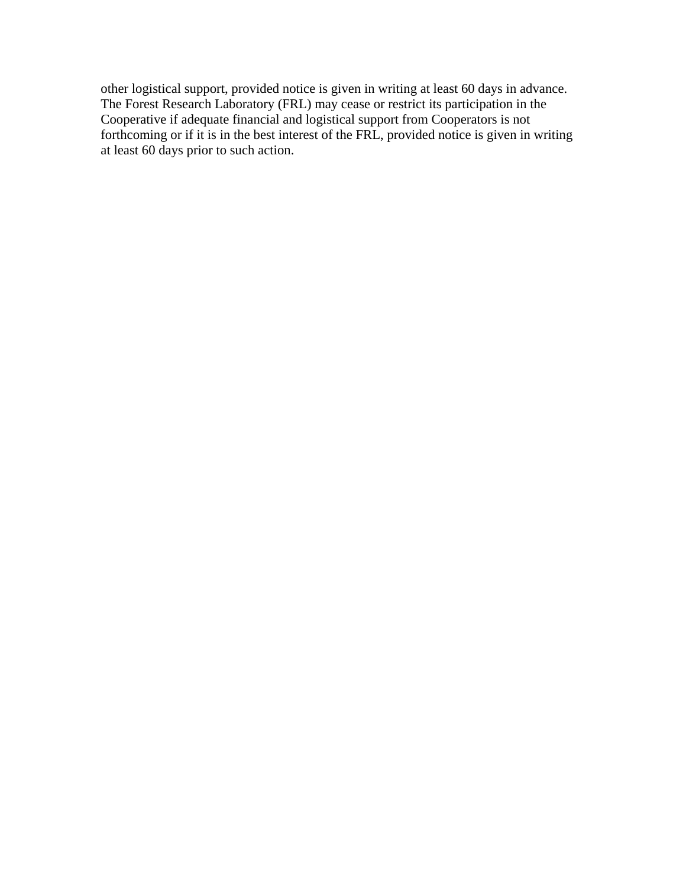other logistical support, provided notice is given in writing at least 60 days in advance. The Forest Research Laboratory (FRL) may cease or restrict its participation in the Cooperative if adequate financial and logistical support from Cooperators is not forthcoming or if it is in the best interest of the FRL, provided notice is given in writing at least 60 days prior to such action.